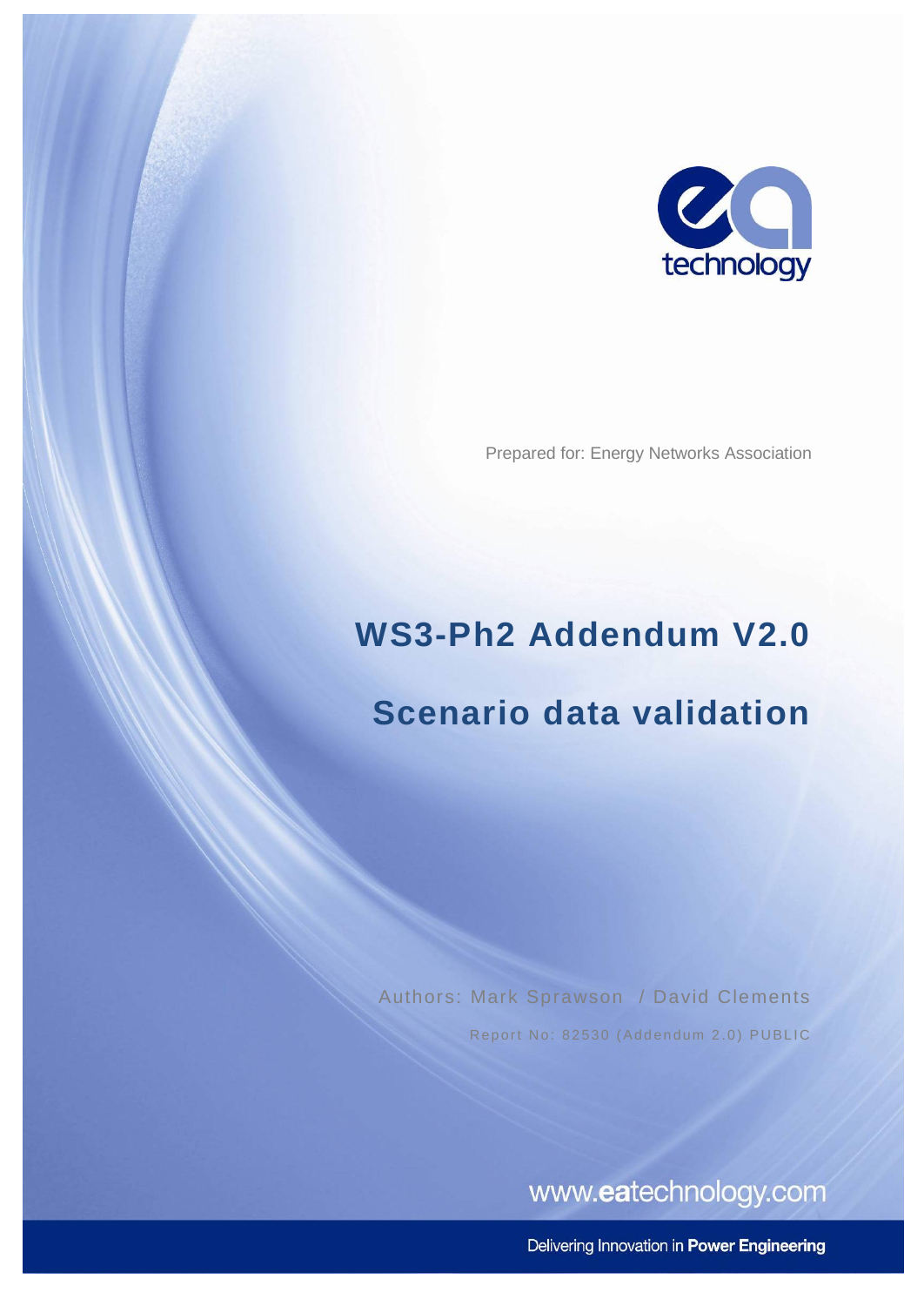ea technology

Prepared for: Energy Networks Association

# WS3-Ph2 Addendum V2.0

# Scenario data validation

Authors: Mark Sprawson / David Clements

Report No: 82530 (Addendum 2.0) PUBLIC

www.eatechnology.com

Delivering Innovation in **Power Engineering**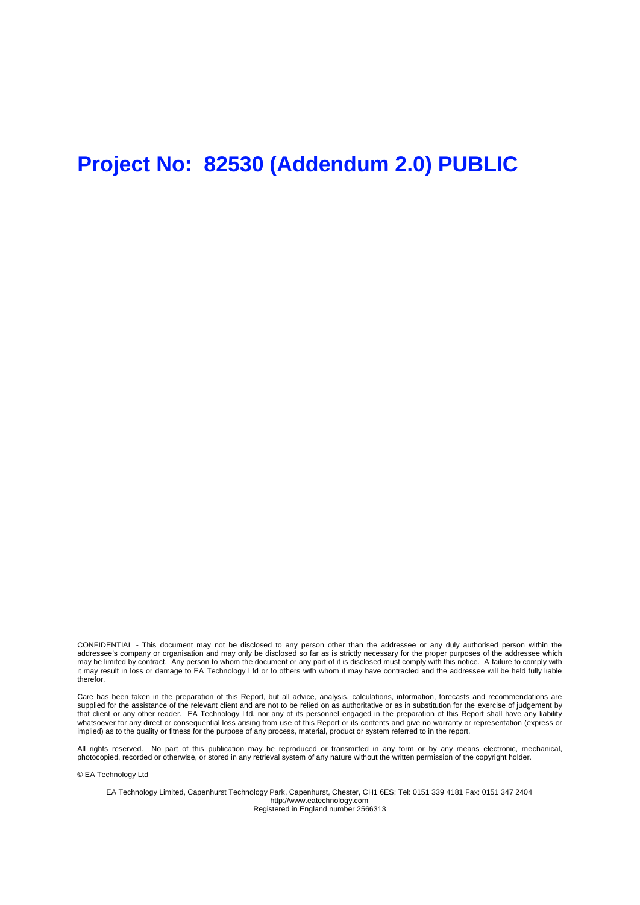# Project No: 82530 (Addendum 2.0) PUBLIC

CONFIDENTIAL - This document may not be disclosed to any person other than the addressee or any duly authorised person within the addressee's company or organisation and may only be disclosed so far as is strictly necessary for the proper purposes of the addressee which may be limited by contract. Any person to whom the document or any part of it is disclosed must comply with this notice. A failure to comply with it may result in loss or damage to EA Technology Ltd or to others with whom it may have contracted and the addressee will be held fully liable therefor.

Care has been taken in the preparation of this Report, but all advice, analysis, calculations, information, forecasts and recommendations are supplied for the assistance of the relevant client and are not to be relied on as authoritative or as in substitution for the exercise of judgement by that client or any other reader. EA Technology Ltd. nor any of its personnel engaged in the preparation of this Report shall have any liability whatsoever for any direct or consequential loss arising from use of this Report or its contents and give no warranty or representation (express or implied) as to the quality or fitness for the purpose of any process, material, product or system referred to in the report.

All rights reserved. No part of this publication may be reproduced or transmitted in any form or by any means electronic, mechanical, photocopied, recorded or otherwise, or stored in any retrieval system of any nature without the written permission of the copyright holder.

© EA Technology Ltd

EA Technology Limited, Capenhurst Technology Park, Capenhurst, Chester, CH1 6ES; Tel: 0151 339 4181 Fax: 0151 347 2404
http://www.eatechnology.com
Registered in England number 2566313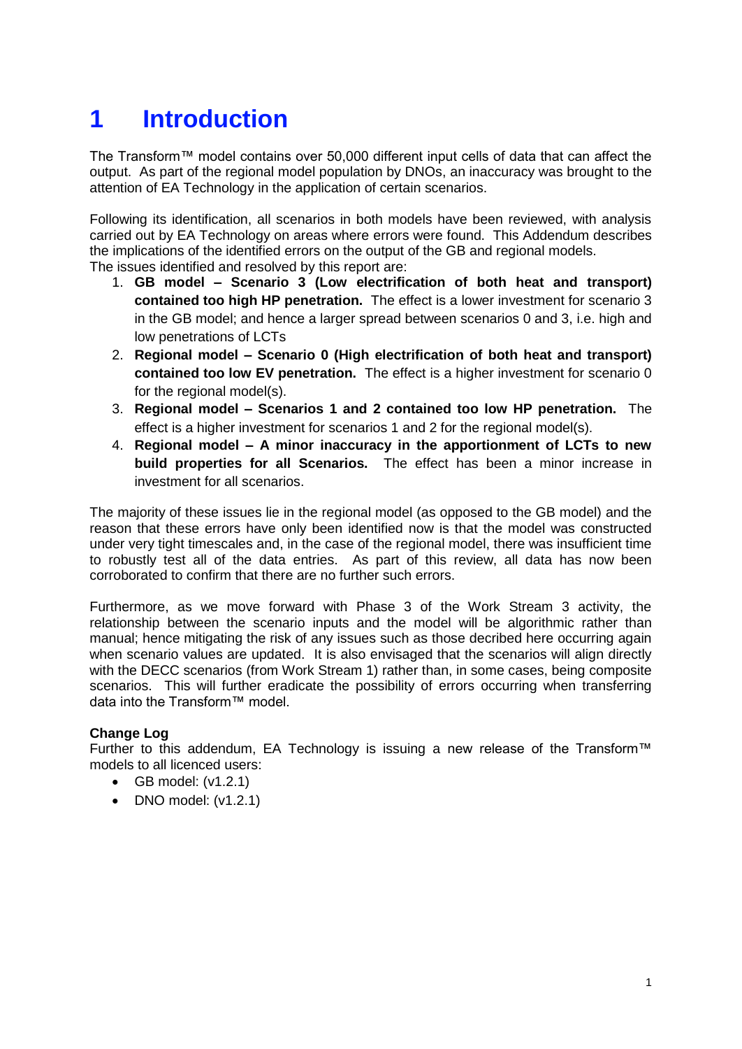# 1 Introduction

The Transform™ model contains over 50,000 different input cells of data that can affect the output. As part of the regional model population by DNOs, an inaccuracy was brought to the attention of EA Technology in the application of certain scenarios.

Following its identification, all scenarios in both models have been reviewed, with analysis carried out by EA Technology on areas where errors were found. This Addendum describes the implications of the identified errors on the output of the GB and regional models.
The issues identified and resolved by this report are:

1. **GB model – Scenario 3 (Low electrification of both heat and transport) contained too high HP penetration.** The effect is a lower investment for scenario 3 in the GB model; and hence a larger spread between scenarios 0 and 3, i.e. high and low penetrations of LCTs
2. **Regional model – Scenario 0 (High electrification of both heat and transport) contained too low EV penetration.** The effect is a higher investment for scenario 0 for the regional model(s).
3. **Regional model – Scenarios 1 and 2 contained too low HP penetration.** The effect is a higher investment for scenarios 1 and 2 for the regional model(s).
4. **Regional model – A minor inaccuracy in the apportionment of LCTs to new build properties for all Scenarios.** The effect has been a minor increase in investment for all scenarios.

The majority of these issues lie in the regional model (as opposed to the GB model) and the reason that these errors have only been identified now is that the model was constructed under very tight timescales and, in the case of the regional model, there was insufficient time to robustly test all of the data entries. As part of this review, all data has now been corroborated to confirm that there are no further such errors.

Furthermore, as we move forward with Phase 3 of the Work Stream 3 activity, the relationship between the scenario inputs and the model will be algorithmic rather than manual; hence mitigating the risk of any issues such as those decribed here occurring again when scenario values are updated. It is also envisaged that the scenarios will align directly with the DECC scenarios (from Work Stream 1) rather than, in some cases, being composite scenarios. This will further eradicate the possibility of errors occurring when transferring data into the Transform™ model.

**Change Log**

Further to this addendum, EA Technology is issuing a new release of the Transform™ models to all licenced users:

- GB model: (v1.2.1)
- DNO model: (v1.2.1)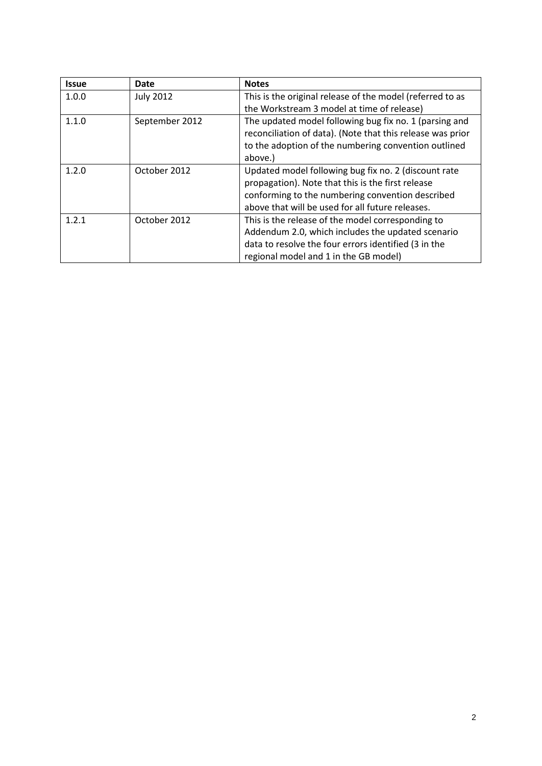| Issue | Date | Notes |
|---|---|---|
| 1.0.0 | July 2012 | This is the original release of the model (referred to as the Workstream 3 model at time of release) |
| 1.1.0 | September 2012 | The updated model following bug fix no. 1 (parsing and reconciliation of data). (Note that this release was prior to the adoption of the numbering convention outlined above.) |
| 1.2.0 | October 2012 | Updated model following bug fix no. 2 (discount rate propagation). Note that this is the first release conforming to the numbering convention described above that will be used for all future releases. |
| 1.2.1 | October 2012 | This is the release of the model corresponding to Addendum 2.0, which includes the updated scenario data to resolve the four errors identified (3 in the regional model and 1 in the GB model) |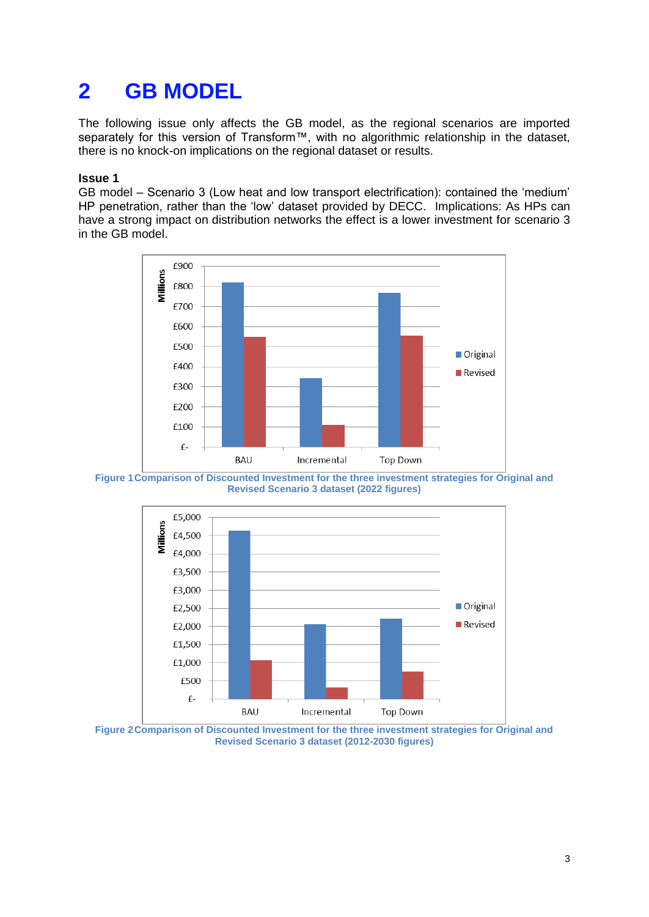# 2 GB MODEL

The following issue only affects the GB model, as the regional scenarios are imported separately for this version of Transform™, with no algorithmic relationship in the dataset, there is no knock-on implications on the regional dataset or results.

**Issue 1**

GB model – Scenario 3 (Low heat and low transport electrification): contained the 'medium' HP penetration, rather than the 'low' dataset provided by DECC. Implications: As HPs can have a strong impact on distribution networks the effect is a lower investment for scenario 3 in the GB model.

**Figure 1** Comparison of Discounted Investment for the three investment strategies for Original and Revised Scenario 3 dataset (2022 figures)

**Figure 2** Comparison of Discounted Investment for the three investment strategies for Original and Revised Scenario 3 dataset (2012-2030 figures)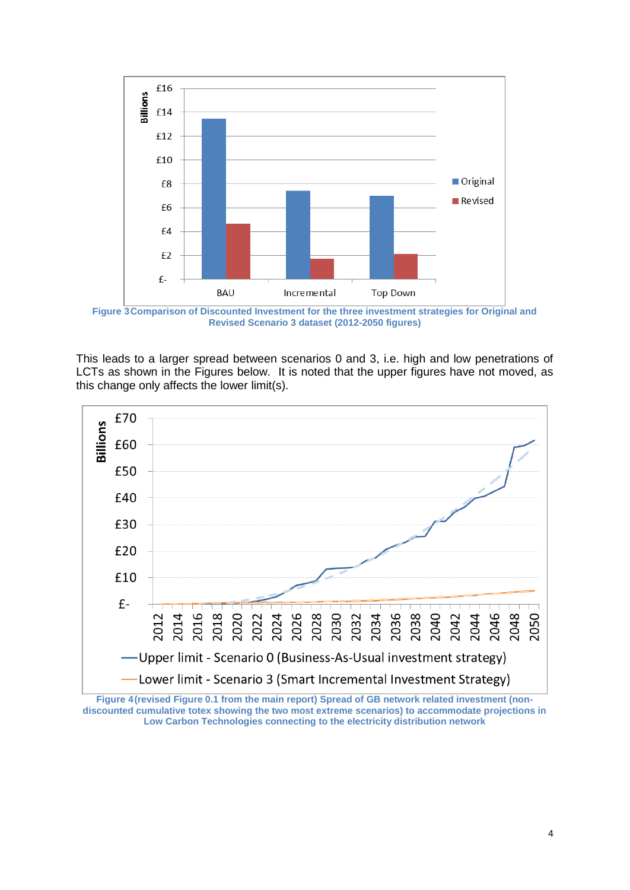Figure 3 Comparison of Discounted Investment for the three investment strategies for Original and Revised Scenario 3 dataset (2012-2050 figures)

This leads to a larger spread between scenarios 0 and 3, i.e. high and low penetrations of LCTs as shown in the Figures below. It is noted that the upper figures have not moved, as this change only affects the lower limit(s).

Figure 4 (revised Figure 0.1 from the main report) Spread of GB network related investment (non-discounted cumulative totex showing the two most extreme scenarios) to accommodate projections in Low Carbon Technologies connecting to the electricity distribution network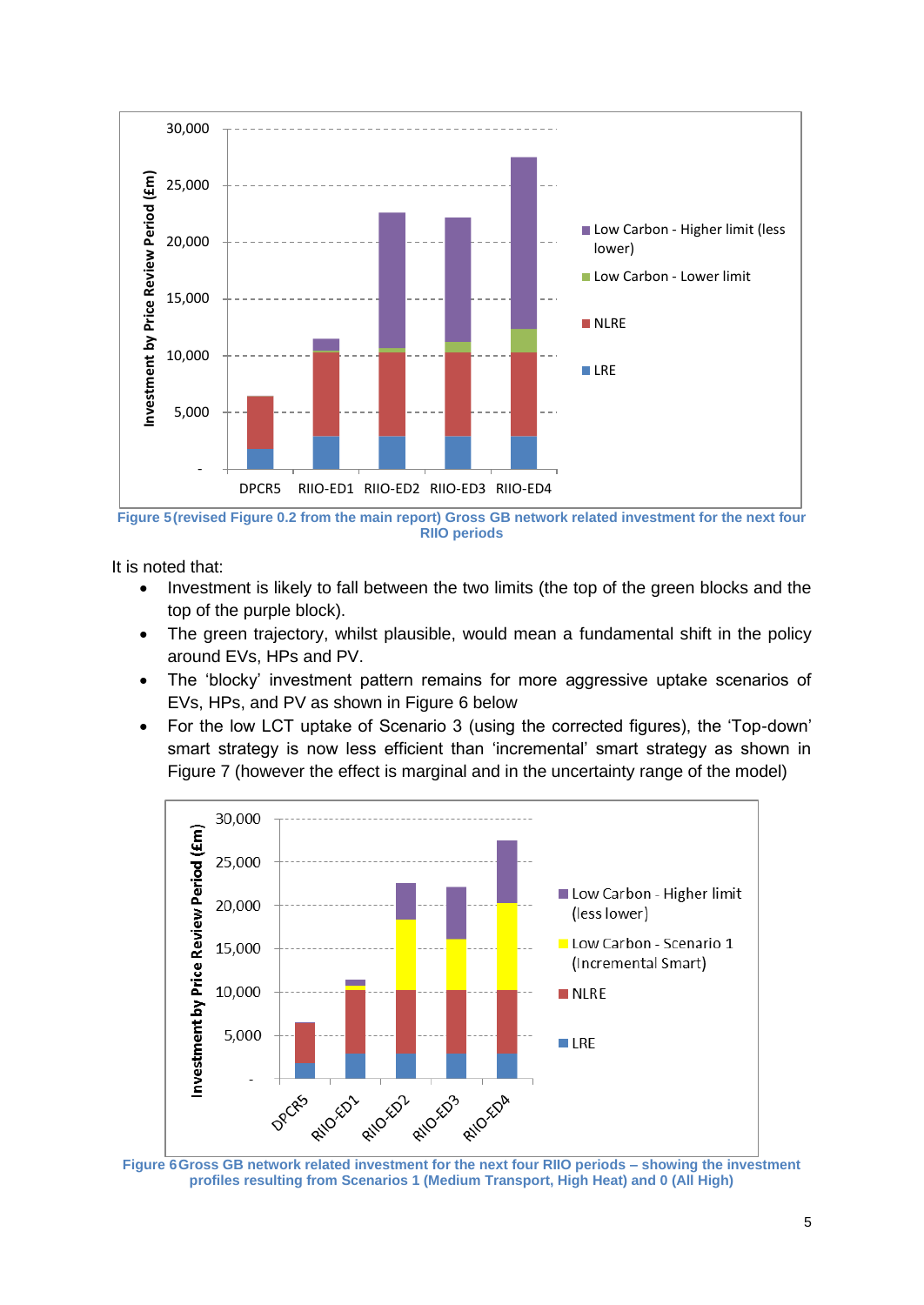Figure 5 (revised Figure 0.2 from the main report) Gross GB network related investment for the next four RIIO periods

It is noted that:

- Investment is likely to fall between the two limits (the top of the green blocks and the top of the purple block).
- The green trajectory, whilst plausible, would mean a fundamental shift in the policy around EVs, HPs and PV.
- The 'blocky' investment pattern remains for more aggressive uptake scenarios of EVs, HPs, and PV as shown in Figure 6 below
- For the low LCT uptake of Scenario 3 (using the corrected figures), the 'Top-down' smart strategy is now less efficient than 'incremental' smart strategy as shown in Figure 7 (however the effect is marginal and in the uncertainty range of the model)

Figure 6 Gross GB network related investment for the next four RIIO periods – showing the investment profiles resulting from Scenarios 1 (Medium Transport, High Heat) and 0 (All High)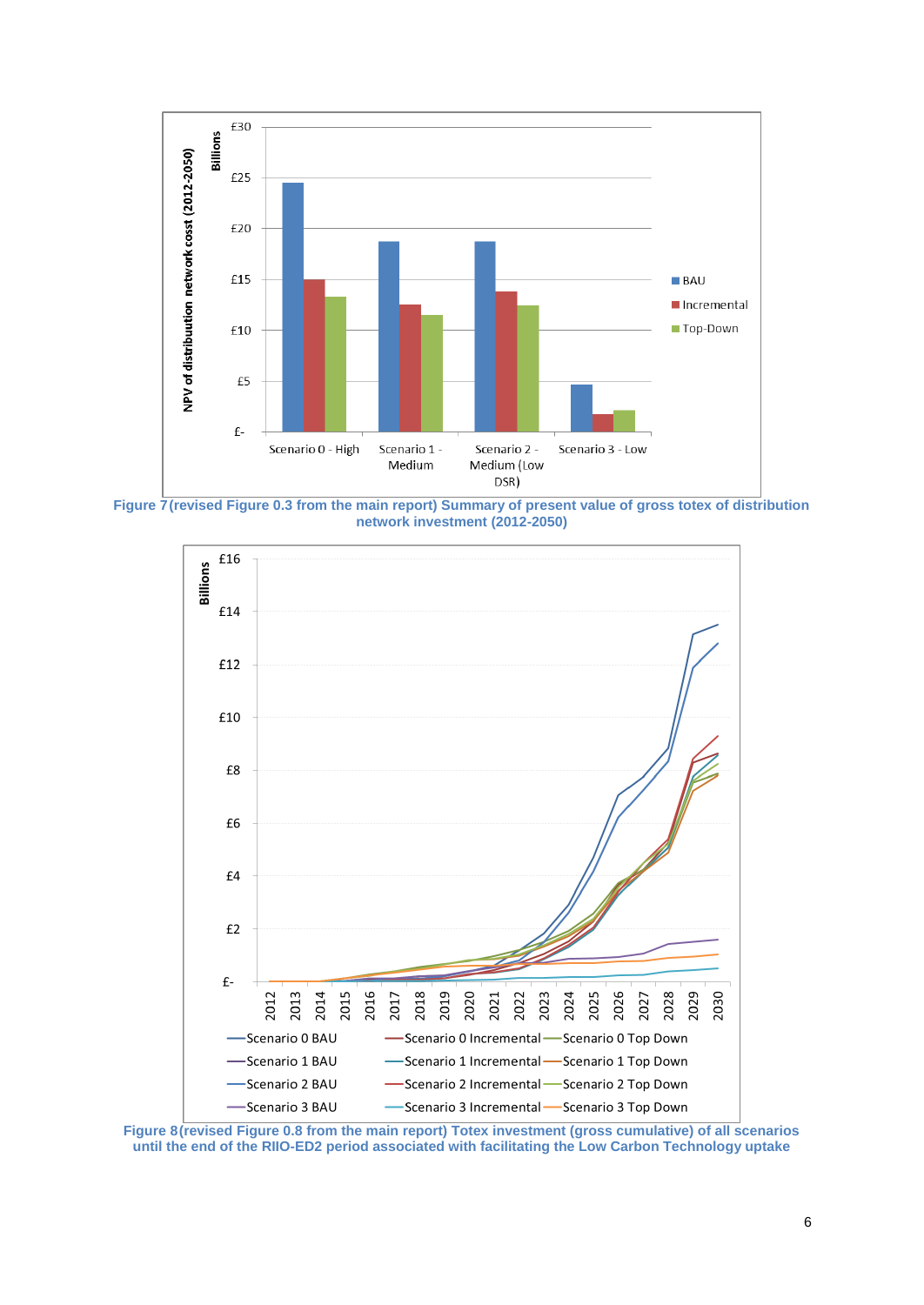Figure 7 (revised Figure 0.3 from the main report) Summary of present value of gross totex of distribution network investment (2012-2050)

Figure 8 (revised Figure 0.8 from the main report) Totex investment (gross cumulative) of all scenarios until the end of the RIIO-ED2 period associated with facilitating the Low Carbon Technology uptake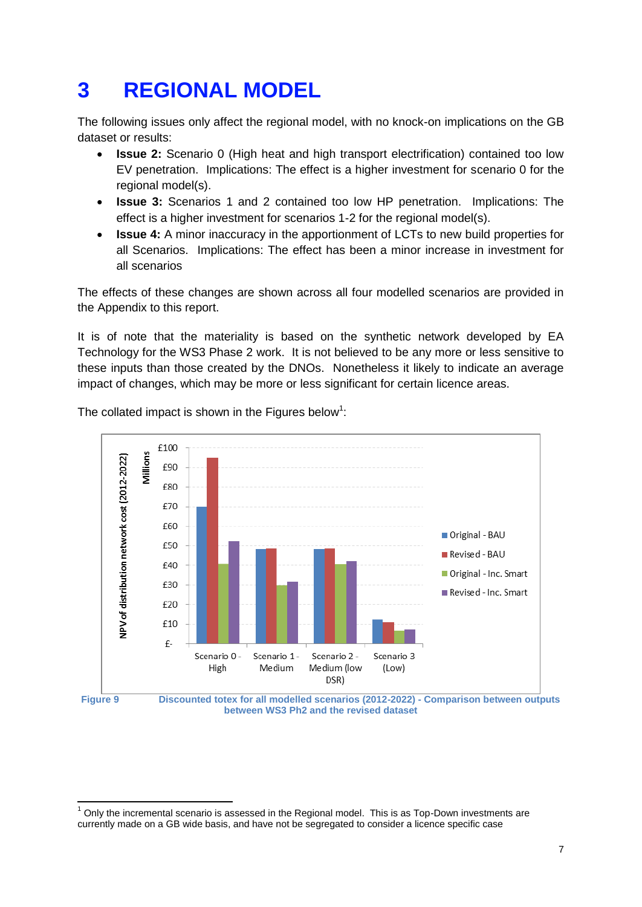# 3 REGIONAL MODEL

The following issues only affect the regional model, with no knock-on implications on the GB dataset or results:

- **Issue 2:** Scenario 0 (High heat and high transport electrification) contained too low EV penetration. Implications: The effect is a higher investment for scenario 0 for the regional model(s).
- **Issue 3:** Scenarios 1 and 2 contained too low HP penetration. Implications: The effect is a higher investment for scenarios 1-2 for the regional model(s).
- **Issue 4:** A minor inaccuracy in the apportionment of LCTs to new build properties for all Scenarios. Implications: The effect has been a minor increase in investment for all scenarios

The effects of these changes are shown across all four modelled scenarios are provided in the Appendix to this report.

It is of note that the materiality is based on the synthetic network developed by EA Technology for the WS3 Phase 2 work. It is not believed to be any more or less sensitive to these inputs than those created by the DNOs. Nonetheless it likely to indicate an average impact of changes, which may be more or less significant for certain licence areas.

The collated impact is shown in the Figures below[1]:

Figure 9 Discounted totex for all modelled scenarios (2012-2022) - Comparison between outputs between WS3 Ph2 and the revised dataset

[1] Only the incremental scenario is assessed in the Regional model. This is as Top-Down investments are currently made on a GB wide basis, and have not be segregated to consider a licence specific case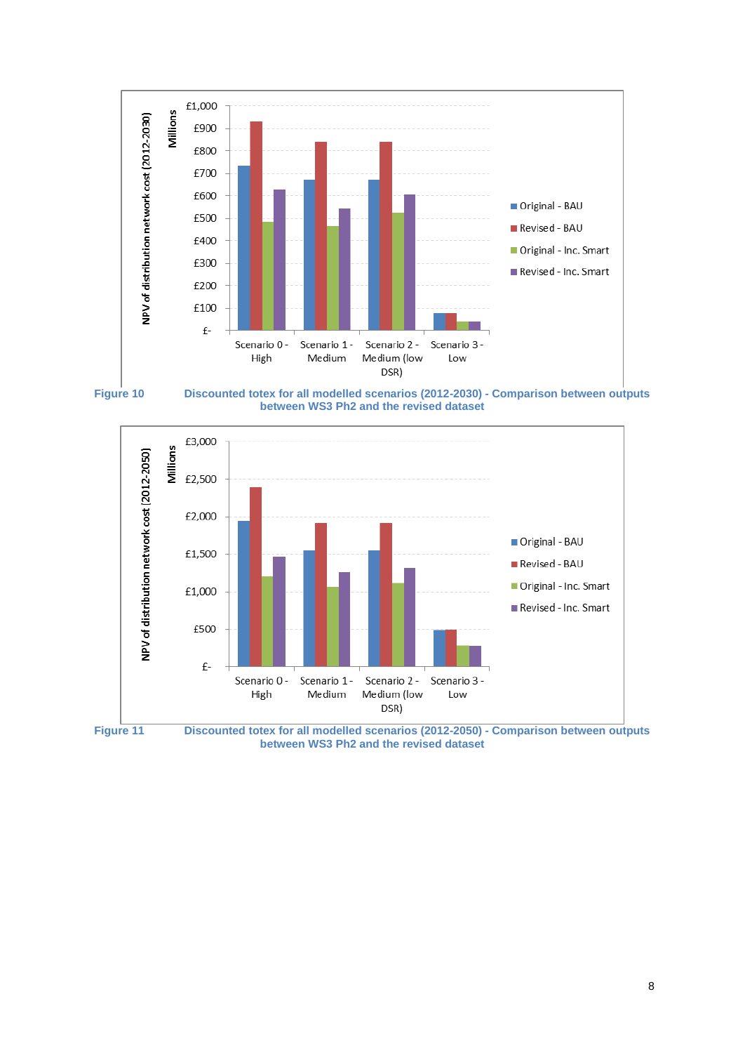Figure 10 Discounted totex for all modelled scenarios (2012-2030) - Comparison between outputs between WS3 Ph2 and the revised dataset

Figure 11 Discounted totex for all modelled scenarios (2012-2050) - Comparison between outputs between WS3 Ph2 and the revised dataset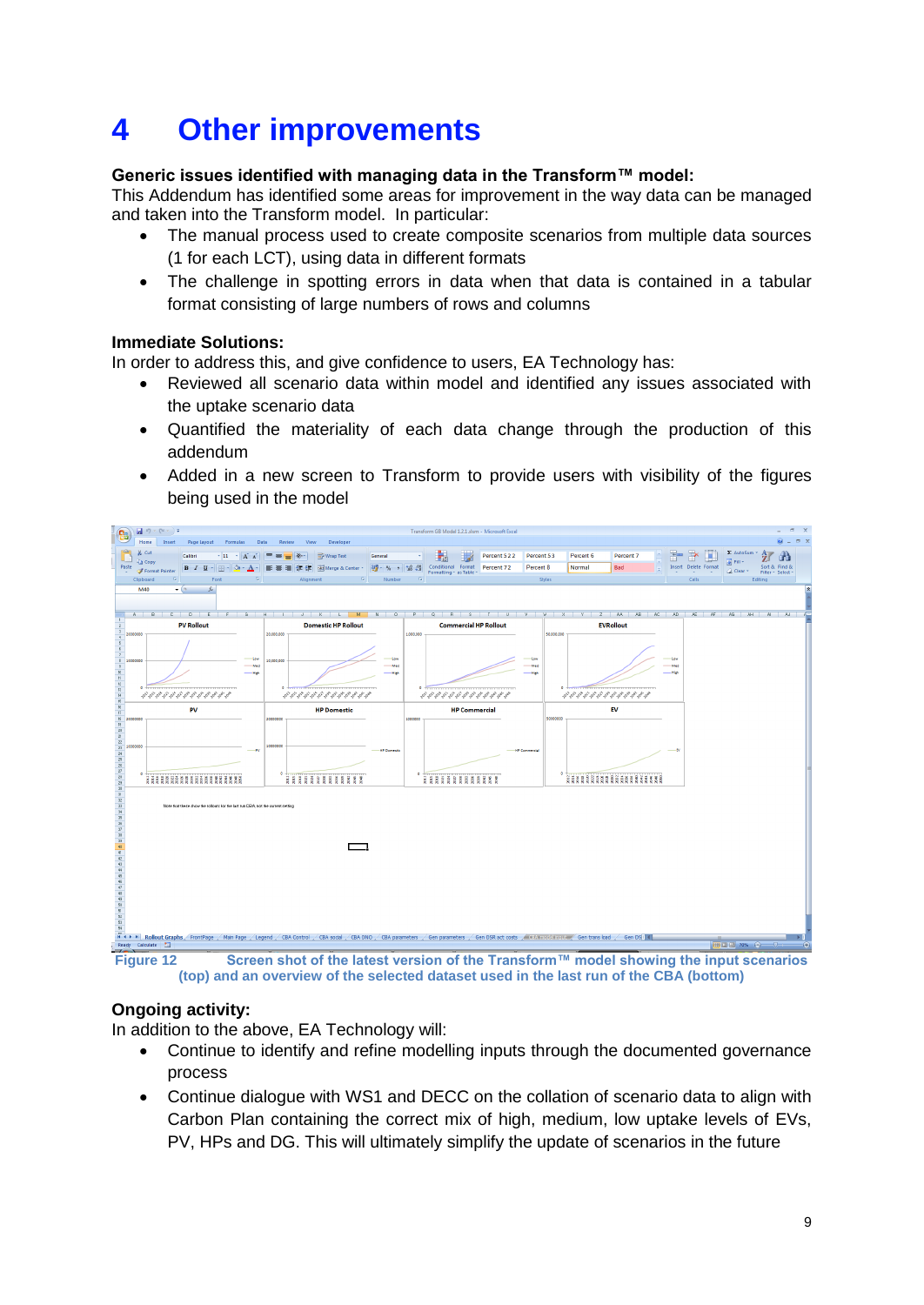# 4 Other improvements

**Generic issues identified with managing data in the Transform™ model:**
This Addendum has identified some areas for improvement in the way data can be managed and taken into the Transform model. In particular:

- The manual process used to create composite scenarios from multiple data sources (1 for each LCT), using data in different formats
- The challenge in spotting errors in data when that data is contained in a tabular format consisting of large numbers of rows and columns

**Immediate Solutions:**
In order to address this, and give confidence to users, EA Technology has:

- Reviewed all scenario data within model and identified any issues associated with the uptake scenario data
- Quantified the materiality of each data change through the production of this addendum
- Added in a new screen to Transform to provide users with visibility of the figures being used in the model

Figure 12 Screen shot of the latest version of the Transform™ model showing the input scenarios (top) and an overview of the selected dataset used in the last run of the CBA (bottom)

**Ongoing activity:**
In addition to the above, EA Technology will:

- Continue to identify and refine modelling inputs through the documented governance process
- Continue dialogue with WS1 and DECC on the collation of scenario data to align with Carbon Plan containing the correct mix of high, medium, low uptake levels of EVs, PV, HPs and DG. This will ultimately simplify the update of scenarios in the future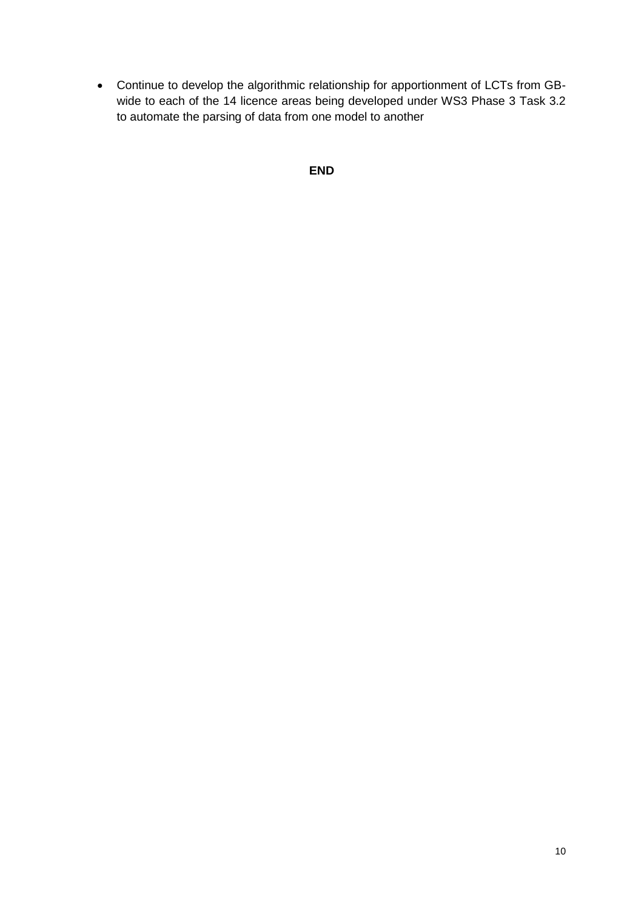- Continue to develop the algorithmic relationship for apportionment of LCTs from GB-wide to each of the 14 licence areas being developed under WS3 Phase 3 Task 3.2 to automate the parsing of data from one model to another

**END**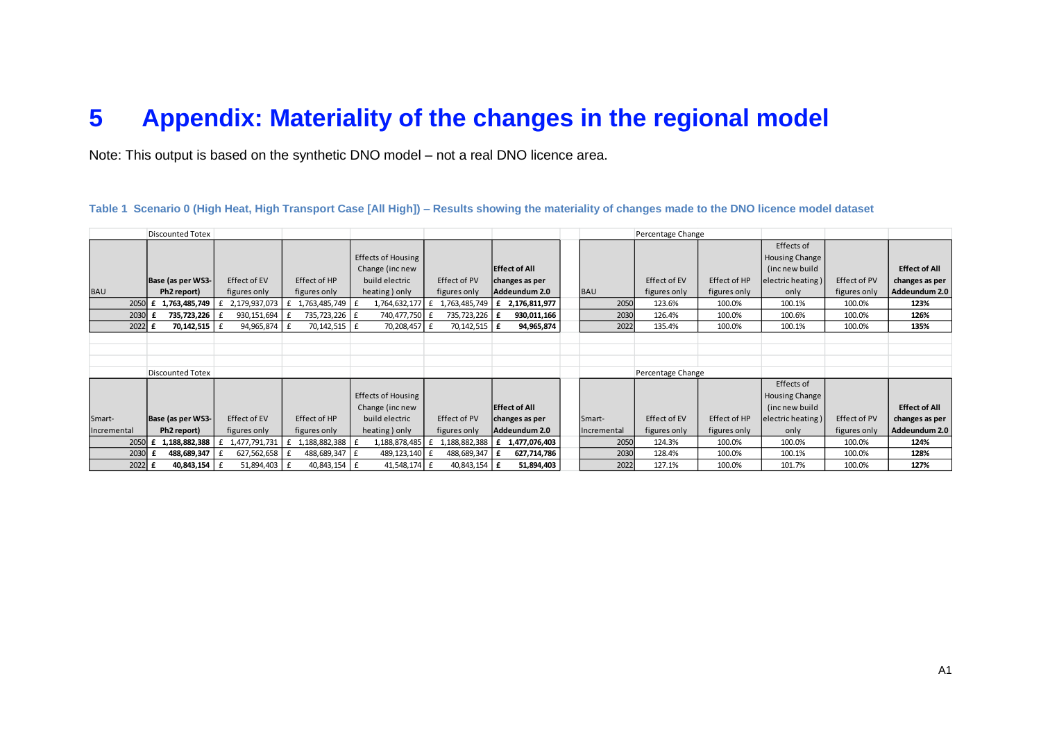# 5 Appendix: Materiality of the changes in the regional model

Note: This output is based on the synthetic DNO model – not a real DNO licence area.

**Table 1 Scenario 0 (High Heat, High Transport Case [All High]) – Results showing the materiality of changes made to the DNO licence model dataset**

| | Discounted Totex | | | | | | | Percentage Change | | | | |
|---|---|---|---|---|---|---|---|---|---|---|---|---|
| BAU | Base (as per WS3-Ph2 report) | Effect of EV figures only | Effect of HP figures only | Effects of Housing Change (inc new build electric heating) only | Effect of PV figures only | Effect of All changes as per Addeundum 2.0 | BAU | Effect of EV figures only | Effect of HP figures only | Effects of Housing Change (inc new build electric heating) only | Effect of PV figures only | Effect of All changes as per Addeundum 2.0 |
| 2050 | £ 1,763,485,749 | £ 2,179,937,073 | £ 1,763,485,749 | £ 1,764,632,177 | £ 1,763,485,749 | £ 2,176,811,977 | 2050 | 123.6% | 100.0% | 100.1% | 100.0% | 123% |
| 2030 | £ 735,723,226 | £ 930,151,694 | £ 735,723,226 | £ 740,477,750 | £ 735,723,226 | £ 930,011,166 | 2030 | 126.4% | 100.0% | 100.6% | 100.0% | 126% |
| 2022 | £ 70,142,515 | £ 94,965,874 | £ 70,142,515 | £ 70,208,457 | £ 70,142,515 | £ 94,965,874 | 2022 | 135.4% | 100.0% | 100.1% | 100.0% | 135% |

| | Discounted Totex | | | | | | | Percentage Change | | | | |
|---|---|---|---|---|---|---|---|---|---|---|---|---|
| Smart-Incremental | Base (as per WS3-Ph2 report) | Effect of EV figures only | Effect of HP figures only | Effects of Housing Change (inc new build electric heating) only | Effect of PV figures only | Effect of All changes as per Addeundum 2.0 | Smart-Incremental | Effect of EV figures only | Effect of HP figures only | Effects of Housing Change (inc new build electric heating) only | Effect of PV figures only | Effect of All changes as per Addeundum 2.0 |
| 2050 | £ 1,188,882,388 | £ 1,477,791,731 | £ 1,188,882,388 | £ 1,188,878,485 | £ 1,188,882,388 | £ 1,477,076,403 | 2050 | 124.3% | 100.0% | 100.0% | 100.0% | 124% |
| 2030 | £ 488,689,347 | £ 627,562,658 | £ 488,689,347 | £ 489,123,140 | £ 488,689,347 | £ 627,714,786 | 2030 | 128.4% | 100.0% | 100.1% | 100.0% | 128% |
| 2022 | £ 40,843,154 | £ 51,894,403 | £ 40,843,154 | £ 41,548,174 | £ 40,843,154 | £ 51,894,403 | 2022 | 127.1% | 100.0% | 101.7% | 100.0% | 127% |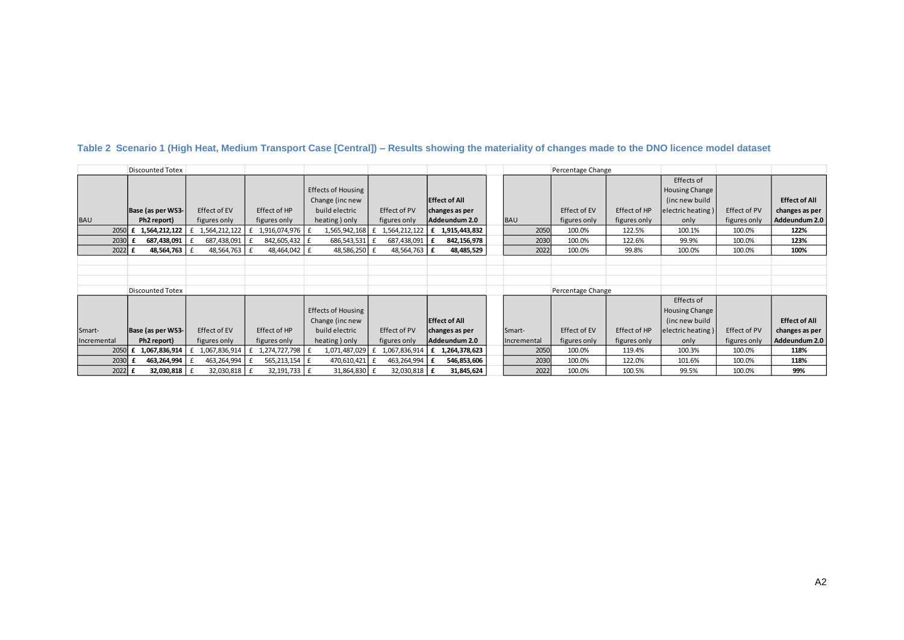**Table 2 Scenario 1 (High Heat, Medium Transport Case [Central]) – Results showing the materiality of changes made to the DNO licence model dataset**

| | Discounted Totex | | | | | | | Percentage Change | | | | |
|---|---|---|---|---|---|---|---|---|---|---|---|---|
| BAU | **Base (as per WS3-Ph2 report)** | Effect of EV figures only | Effect of HP figures only | Effects of Housing Change (inc new build electric heating ) only | Effect of PV figures only | **Effect of All changes as per Addeundum 2.0** | BAU | Effect of EV figures only | Effect of HP figures only | Effects of Housing Change (inc new build electric heating ) only | Effect of PV figures only | **Effect of All changes as per Addeundum 2.0** |
| 2050 | **£ 1,564,212,122** | £ 1,564,212,122 | £ 1,916,074,976 | £ 1,565,942,168 | £ 1,564,212,122 | **£ 1,915,443,832** | 2050 | 100.0% | 122.5% | 100.1% | 100.0% | **122%** |
| 2030 | **£ 687,438,091** | £ 687,438,091 | £ 842,605,432 | £ 686,543,531 | £ 687,438,091 | **£ 842,156,978** | 2030 | 100.0% | 122.6% | 99.9% | 100.0% | **123%** |
| 2022 | **£ 48,564,763** | £ 48,564,763 | £ 48,464,042 | £ 48,586,250 | £ 48,564,763 | **£ 48,485,529** | 2022 | 100.0% | 99.8% | 100.0% | 100.0% | **100%** |

| | Discounted Totex | | | | | | | Percentage Change | | | | |
|---|---|---|---|---|---|---|---|---|---|---|---|---|
| Smart-Incremental | **Base (as per WS3-Ph2 report)** | Effect of EV figures only | Effect of HP figures only | Effects of Housing Change (inc new build electric heating ) only | Effect of PV figures only | **Effect of All changes as per Addeundum 2.0** | Smart-Incremental | Effect of EV figures only | Effect of HP figures only | Effects of Housing Change (inc new build electric heating ) only | Effect of PV figures only | **Effect of All changes as per Addeundum 2.0** |
| 2050 | **£ 1,067,836,914** | £ 1,067,836,914 | £ 1,274,727,798 | £ 1,071,487,029 | £ 1,067,836,914 | **£ 1,264,378,623** | 2050 | 100.0% | 119.4% | 100.3% | 100.0% | **118%** |
| 2030 | **£ 463,264,994** | £ 463,264,994 | £ 565,213,154 | £ 470,610,421 | £ 463,264,994 | **£ 546,853,606** | 2030 | 100.0% | 122.0% | 101.6% | 100.0% | **118%** |
| 2022 | **£ 32,030,818** | £ 32,030,818 | £ 32,191,733 | £ 31,864,830 | £ 32,030,818 | **£ 31,845,624** | 2022 | 100.0% | 100.5% | 99.5% | 100.0% | **99%** |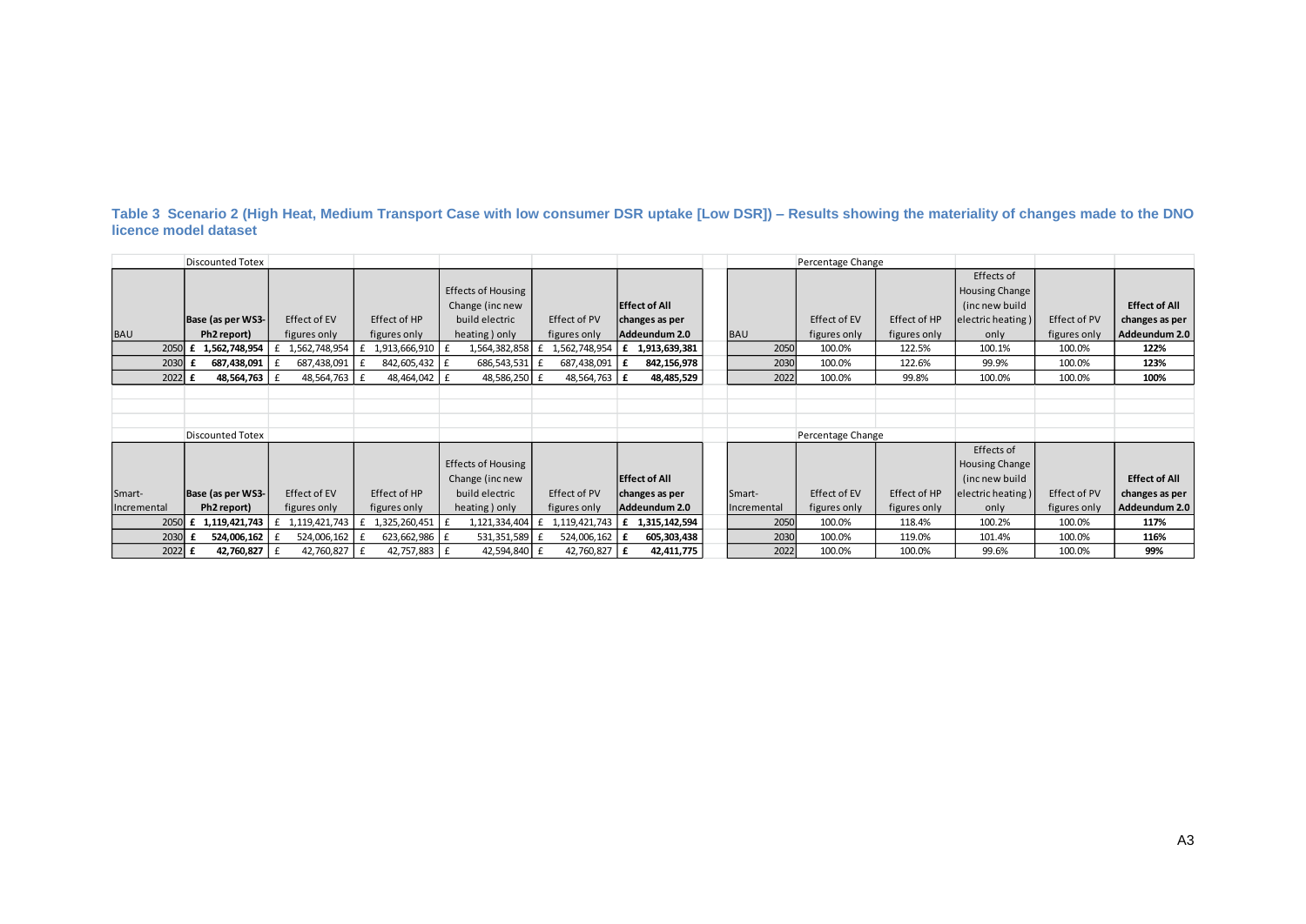**Table 3 Scenario 2 (High Heat, Medium Transport Case with low consumer DSR uptake [Low DSR]) – Results showing the materiality of changes made to the DNO licence model dataset**

| Discounted Totex | | | | | | |
|---|---|---|---|---|---|---|
| BAU | **Base (as per WS3-Ph2 report)** | Effect of EV figures only | Effect of HP figures only | Effects of Housing Change (inc new build electric heating) only | Effect of PV figures only | **Effect of All changes as per Addeundum 2.0** |
| 2050 | **£ 1,562,748,954** | £ 1,562,748,954 | £ 1,913,666,910 | £ 1,564,382,858 | £ 1,562,748,954 | **£ 1,913,639,381** |
| 2030 | **£ 687,438,091** | £ 687,438,091 | £ 842,605,432 | £ 686,543,531 | £ 687,438,091 | **£ 842,156,978** |
| 2022 | **£ 48,564,763** | £ 48,564,763 | £ 48,464,042 | £ 48,586,250 | £ 48,564,763 | **£ 48,485,529** |

| Percentage Change | | | | | |
|---|---|---|---|---|---|
| BAU | Effect of EV figures only | Effect of HP figures only | Effects of Housing Change (inc new build electric heating) only | Effect of PV figures only | **Effect of All changes as per Addeundum 2.0** |
| 2050 | 100.0% | 122.5% | 100.1% | 100.0% | **122%** |
| 2030 | 100.0% | 122.6% | 99.9% | 100.0% | **123%** |
| 2022 | 100.0% | 99.8% | 100.0% | 100.0% | **100%** |

| Discounted Totex | | | | | | |
|---|---|---|---|---|---|---|
| Smart-Incremental | **Base (as per WS3-Ph2 report)** | Effect of EV figures only | Effect of HP figures only | Effects of Housing Change (inc new build electric heating) only | Effect of PV figures only | **Effect of All changes as per Addeundum 2.0** |
| 2050 | **£ 1,119,421,743** | £ 1,119,421,743 | £ 1,325,260,451 | £ 1,121,334,404 | £ 1,119,421,743 | **£ 1,315,142,594** |
| 2030 | **£ 524,006,162** | £ 524,006,162 | £ 623,662,986 | £ 531,351,589 | £ 524,006,162 | **£ 605,303,438** |
| 2022 | **£ 42,760,827** | £ 42,760,827 | £ 42,757,883 | £ 42,594,840 | £ 42,760,827 | **£ 42,411,775** |

| Percentage Change | | | | | |
|---|---|---|---|---|---|
| Smart-Incremental | Effect of EV figures only | Effect of HP figures only | Effects of Housing Change (inc new build electric heating) only | Effect of PV figures only | **Effect of All changes as per Addeundum 2.0** |
| 2050 | 100.0% | 118.4% | 100.2% | 100.0% | **117%** |
| 2030 | 100.0% | 119.0% | 101.4% | 100.0% | **116%** |
| 2022 | 100.0% | 100.0% | 99.6% | 100.0% | **99%** |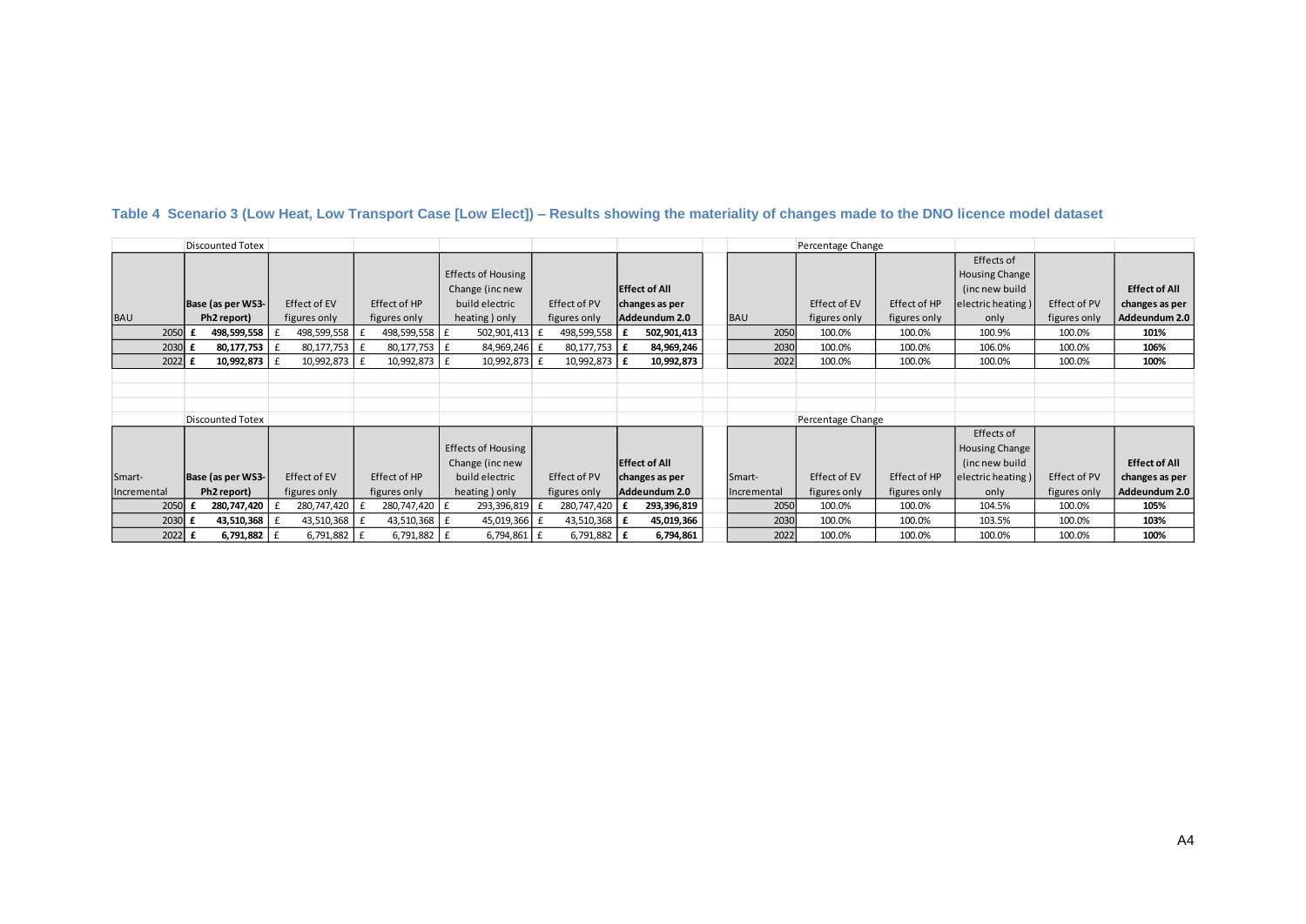**Table 4 Scenario 3 (Low Heat, Low Transport Case [Low Elect]) – Results showing the materiality of changes made to the DNO licence model dataset**

| | Discounted Totex | | | | | |
|---|---|---|---|---|---|---|
| BAU | **Base (as per WS3-Ph2 report)** | Effect of EV figures only | Effect of HP figures only | Effects of Housing Change (inc new build electric heating ) only | Effect of PV figures only | **Effect of All changes as per Addeundum 2.0** |
| 2050 | **£ 498,599,558** | £ 498,599,558 | £ 498,599,558 | £ 502,901,413 | £ 498,599,558 | **£ 502,901,413** |
| 2030 | **£ 80,177,753** | £ 80,177,753 | £ 80,177,753 | £ 84,969,246 | £ 80,177,753 | **£ 84,969,246** |
| 2022 | **£ 10,992,873** | £ 10,992,873 | £ 10,992,873 | £ 10,992,873 | £ 10,992,873 | **£ 10,992,873** |

| | Percentage Change | | | | |
|---|---|---|---|---|---|
| BAU | Effect of EV figures only | Effect of HP figures only | Effects of Housing Change (inc new build electric heating ) only | Effect of PV figures only | **Effect of All changes as per Addeundum 2.0** |
| 2050 | 100.0% | 100.0% | 100.9% | 100.0% | **101%** |
| 2030 | 100.0% | 100.0% | 106.0% | 100.0% | **106%** |
| 2022 | 100.0% | 100.0% | 100.0% | 100.0% | **100%** |

| | Discounted Totex | | | | | |
|---|---|---|---|---|---|---|
| Smart-Incremental | **Base (as per WS3-Ph2 report)** | Effect of EV figures only | Effect of HP figures only | Effects of Housing Change (inc new build electric heating ) only | Effect of PV figures only | **Effect of All changes as per Addeundum 2.0** |
| 2050 | **£ 280,747,420** | £ 280,747,420 | £ 280,747,420 | £ 293,396,819 | £ 280,747,420 | **£ 293,396,819** |
| 2030 | **£ 43,510,368** | £ 43,510,368 | £ 43,510,368 | £ 45,019,366 | £ 43,510,368 | **£ 45,019,366** |
| 2022 | **£ 6,791,882** | £ 6,791,882 | £ 6,791,882 | £ 6,794,861 | £ 6,791,882 | **£ 6,794,861** |

| | Percentage Change | | | | |
|---|---|---|---|---|---|
| Smart-Incremental | Effect of EV figures only | Effect of HP figures only | Effects of Housing Change (inc new build electric heating ) only | Effect of PV figures only | **Effect of All changes as per Addeundum 2.0** |
| 2050 | 100.0% | 100.0% | 104.5% | 100.0% | **105%** |
| 2030 | 100.0% | 100.0% | 103.5% | 100.0% | **103%** |
| 2022 | 100.0% | 100.0% | 100.0% | 100.0% | **100%** |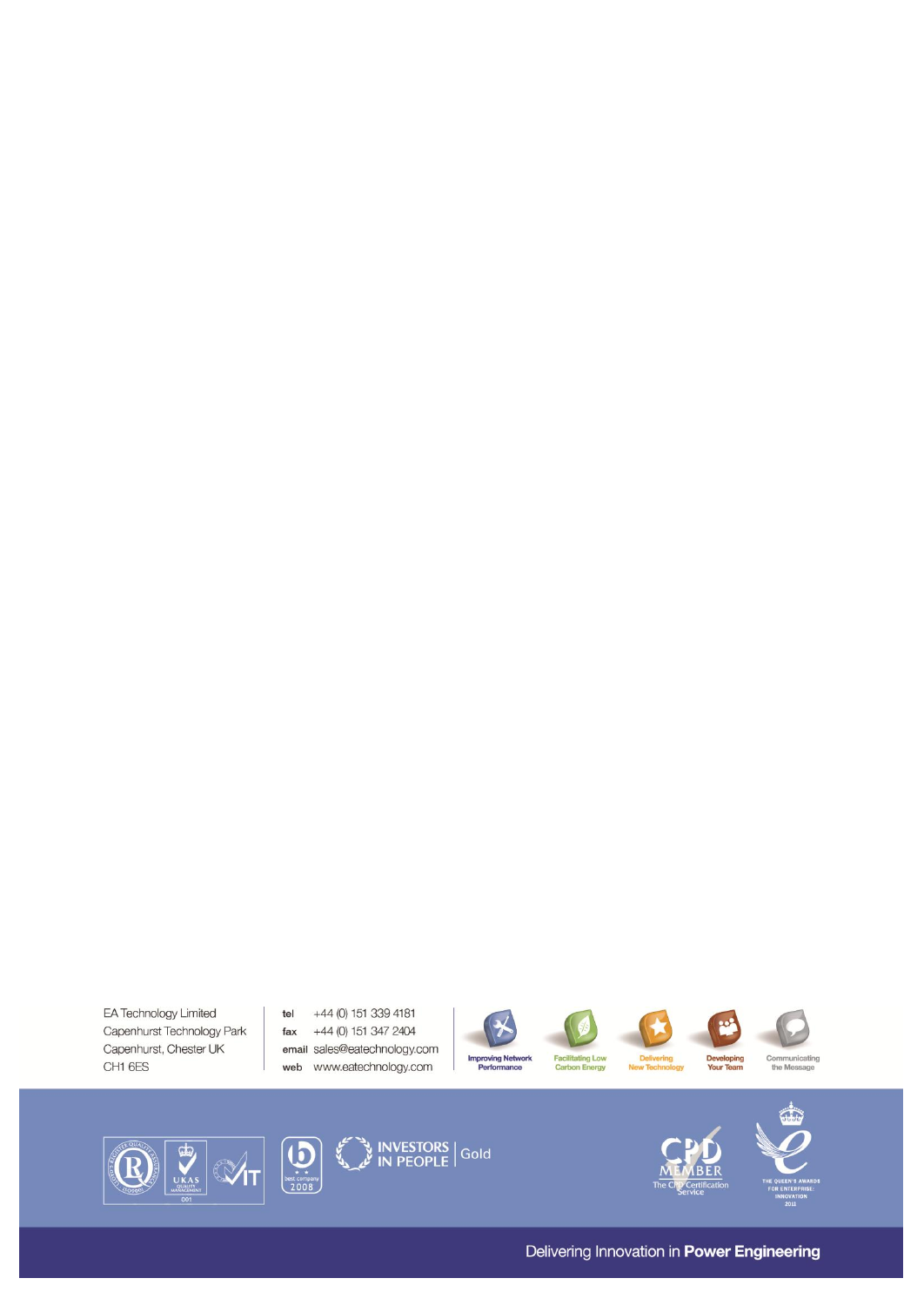EA Technology Limited
Capenhurst Technology Park
Capenhurst, Chester UK
CH1 6ES

tel +44 (0) 151 339 4181
fax +44 (0) 151 347 2404
email sales@eatechnology.com
web www.eatechnology.com

Improving Network Performance

Facilitating Low Carbon Energy

Delivering New Technology

Developing Your Team

Communicating the Message

INVESTORS IN PEOPLE | Gold

CPD MEMBER The CPD Certification Service

THE QUEEN'S AWARDS FOR ENTERPRISE: INNOVATION 2011

Delivering Innovation in **Power Engineering**